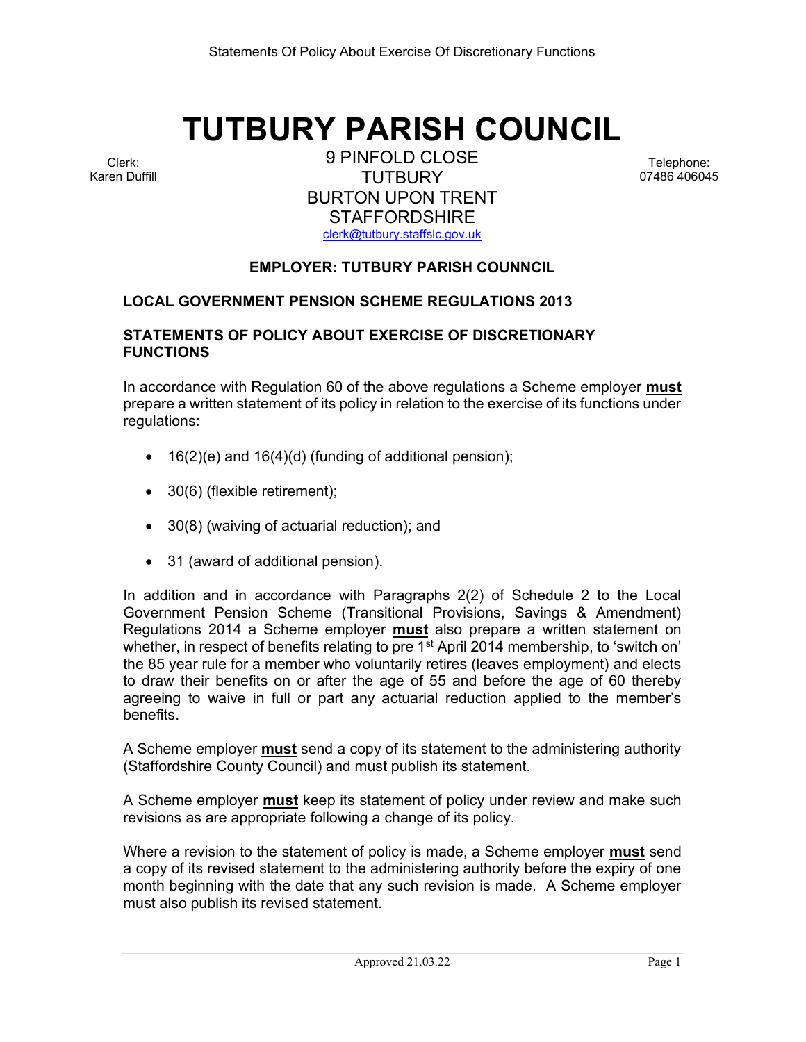# TUTBURY PARISH COUNCIL

Clerk:
Karen Duffill

9 PINFOLD CLOSE
TUTBURY
BURTON UPON TRENT
STAFFORDSHIRE
clerk@tutbury.staffslc.gov.uk

Telephone:
07486 406045

**EMPLOYER: TUTBURY PARISH COUNNCIL**

**LOCAL GOVERNMENT PENSION SCHEME REGULATIONS 2013**

**STATEMENTS OF POLICY ABOUT EXERCISE OF DISCRETIONARY FUNCTIONS**

In accordance with Regulation 60 of the above regulations a Scheme employer **must** prepare a written statement of its policy in relation to the exercise of its functions under regulations:

- 16(2)(e) and 16(4)(d) (funding of additional pension);
- 30(6) (flexible retirement);
- 30(8) (waiving of actuarial reduction); and
- 31 (award of additional pension).

In addition and in accordance with Paragraphs 2(2) of Schedule 2 to the Local Government Pension Scheme (Transitional Provisions, Savings & Amendment) Regulations 2014 a Scheme employer **must** also prepare a written statement on whether, in respect of benefits relating to pre 1st April 2014 membership, to 'switch on' the 85 year rule for a member who voluntarily retires (leaves employment) and elects to draw their benefits on or after the age of 55 and before the age of 60 thereby agreeing to waive in full or part any actuarial reduction applied to the member's benefits.

A Scheme employer **must** send a copy of its statement to the administering authority (Staffordshire County Council) and must publish its statement.

A Scheme employer **must** keep its statement of policy under review and make such revisions as are appropriate following a change of its policy.

Where a revision to the statement of policy is made, a Scheme employer **must** send a copy of its revised statement to the administering authority before the expiry of one month beginning with the date that any such revision is made. A Scheme employer must also publish its revised statement.

Approved 21.03.22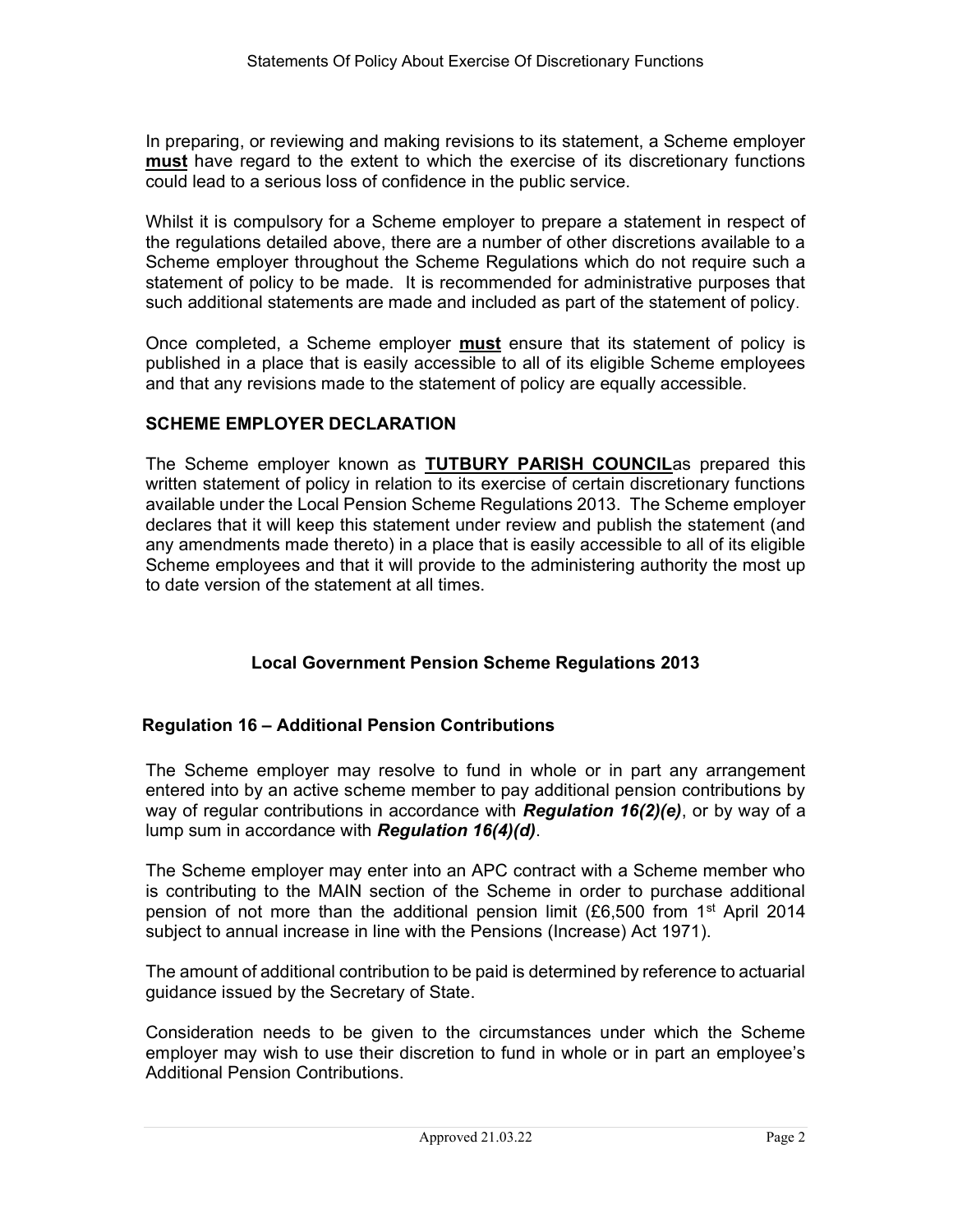In preparing, or reviewing and making revisions to its statement, a Scheme employer **must** have regard to the extent to which the exercise of its discretionary functions could lead to a serious loss of confidence in the public service.

Whilst it is compulsory for a Scheme employer to prepare a statement in respect of the regulations detailed above, there are a number of other discretions available to a Scheme employer throughout the Scheme Regulations which do not require such a statement of policy to be made. It is recommended for administrative purposes that such additional statements are made and included as part of the statement of policy.

Once completed, a Scheme employer **must** ensure that its statement of policy is published in a place that is easily accessible to all of its eligible Scheme employees and that any revisions made to the statement of policy are equally accessible.

## SCHEME EMPLOYER DECLARATION

The Scheme employer known as **TUTBURY PARISH COUNCIL**as prepared this written statement of policy in relation to its exercise of certain discretionary functions available under the Local Pension Scheme Regulations 2013. The Scheme employer declares that it will keep this statement under review and publish the statement (and any amendments made thereto) in a place that is easily accessible to all of its eligible Scheme employees and that it will provide to the administering authority the most up to date version of the statement at all times.

## Local Government Pension Scheme Regulations 2013

### Regulation 16 – Additional Pension Contributions

The Scheme employer may resolve to fund in whole or in part any arrangement entered into by an active scheme member to pay additional pension contributions by way of regular contributions in accordance with ***Regulation 16(2)(e)***, or by way of a lump sum in accordance with ***Regulation 16(4)(d)***.

The Scheme employer may enter into an APC contract with a Scheme member who is contributing to the MAIN section of the Scheme in order to purchase additional pension of not more than the additional pension limit (£6,500 from 1st April 2014 subject to annual increase in line with the Pensions (Increase) Act 1971).

The amount of additional contribution to be paid is determined by reference to actuarial guidance issued by the Secretary of State.

Consideration needs to be given to the circumstances under which the Scheme employer may wish to use their discretion to fund in whole or in part an employee's Additional Pension Contributions.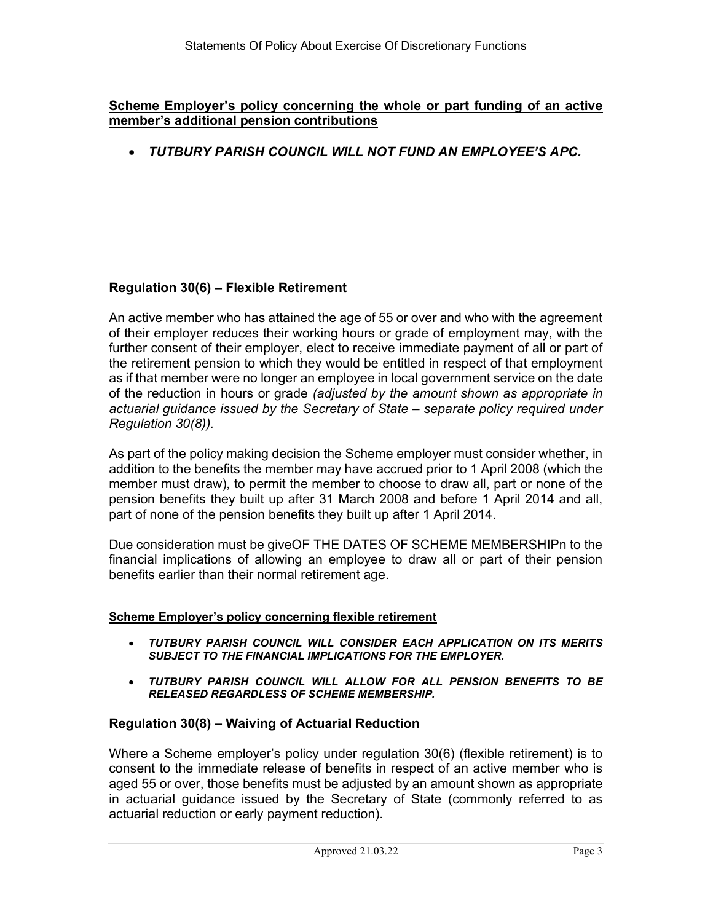**Scheme Employer's policy concerning the whole or part funding of an active member's additional pension contributions**

- ***TUTBURY PARISH COUNCIL WILL NOT FUND AN EMPLOYEE'S APC.***

### Regulation 30(6) – Flexible Retirement

An active member who has attained the age of 55 or over and who with the agreement of their employer reduces their working hours or grade of employment may, with the further consent of their employer, elect to receive immediate payment of all or part of the retirement pension to which they would be entitled in respect of that employment as if that member were no longer an employee in local government service on the date of the reduction in hours or grade *(adjusted by the amount shown as appropriate in actuarial guidance issued by the Secretary of State – separate policy required under Regulation 30(8)).*

As part of the policy making decision the Scheme employer must consider whether, in addition to the benefits the member may have accrued prior to 1 April 2008 (which the member must draw), to permit the member to choose to draw all, part or none of the pension benefits they built up after 31 March 2008 and before 1 April 2014 and all, part of none of the pension benefits they built up after 1 April 2014.

Due consideration must be giveOF THE DATES OF SCHEME MEMBERSHIPn to the financial implications of allowing an employee to draw all or part of their pension benefits earlier than their normal retirement age.

**Scheme Employer's policy concerning flexible retirement**

- ***TUTBURY PARISH COUNCIL WILL CONSIDER EACH APPLICATION ON ITS MERITS SUBJECT TO THE FINANCIAL IMPLICATIONS FOR THE EMPLOYER.***
- ***TUTBURY PARISH COUNCIL WILL ALLOW FOR ALL PENSION BENEFITS TO BE RELEASED REGARDLESS OF SCHEME MEMBERSHIP.***

### Regulation 30(8) – Waiving of Actuarial Reduction

Where a Scheme employer's policy under regulation 30(6) (flexible retirement) is to consent to the immediate release of benefits in respect of an active member who is aged 55 or over, those benefits must be adjusted by an amount shown as appropriate in actuarial guidance issued by the Secretary of State (commonly referred to as actuarial reduction or early payment reduction).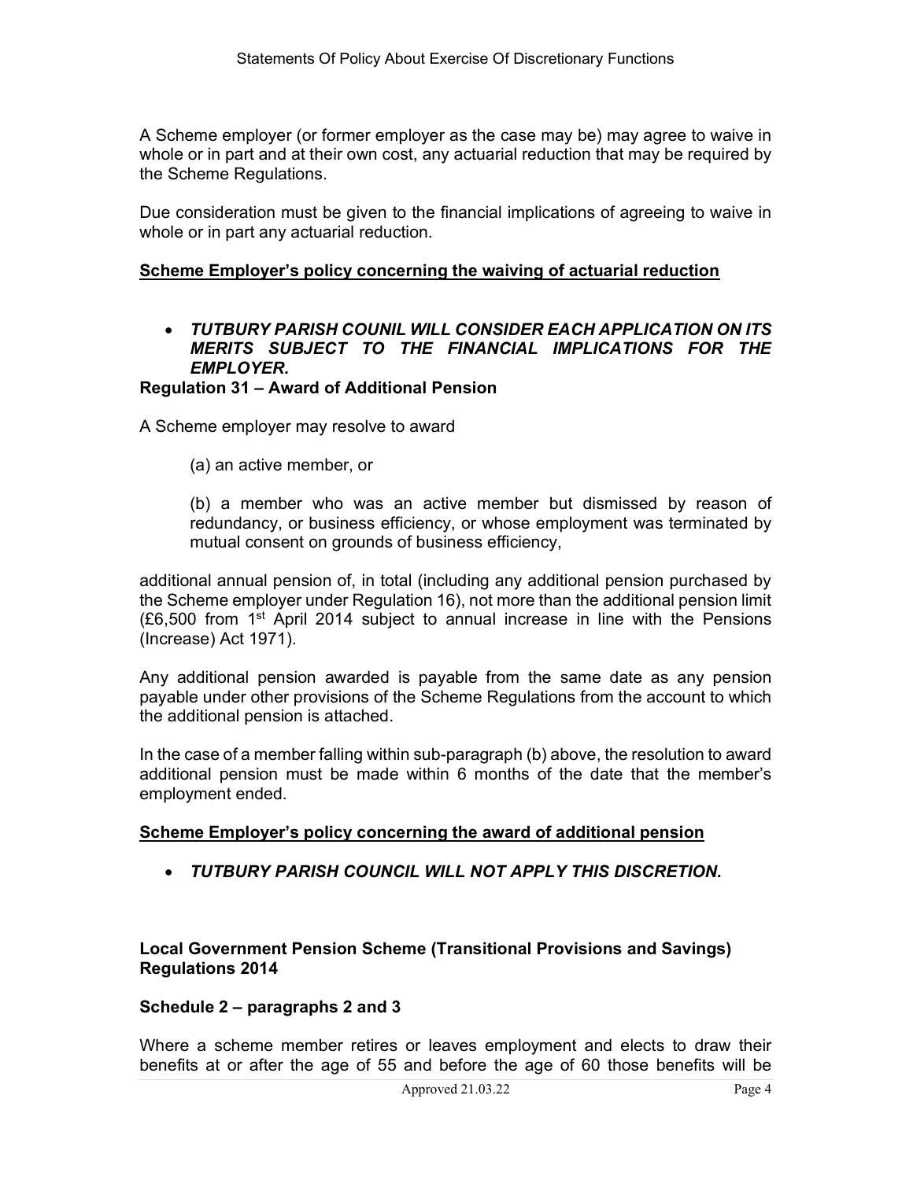A Scheme employer (or former employer as the case may be) may agree to waive in whole or in part and at their own cost, any actuarial reduction that may be required by the Scheme Regulations.

Due consideration must be given to the financial implications of agreeing to waive in whole or in part any actuarial reduction.

**Scheme Employer's policy concerning the waiving of actuarial reduction**

- ***TUTBURY PARISH COUNIL WILL CONSIDER EACH APPLICATION ON ITS MERITS SUBJECT TO THE FINANCIAL IMPLICATIONS FOR THE EMPLOYER.***

**Regulation 31 – Award of Additional Pension**

A Scheme employer may resolve to award

(a) an active member, or

(b) a member who was an active member but dismissed by reason of redundancy, or business efficiency, or whose employment was terminated by mutual consent on grounds of business efficiency,

additional annual pension of, in total (including any additional pension purchased by the Scheme employer under Regulation 16), not more than the additional pension limit (£6,500 from 1st April 2014 subject to annual increase in line with the Pensions (Increase) Act 1971).

Any additional pension awarded is payable from the same date as any pension payable under other provisions of the Scheme Regulations from the account to which the additional pension is attached.

In the case of a member falling within sub-paragraph (b) above, the resolution to award additional pension must be made within 6 months of the date that the member's employment ended.

**Scheme Employer's policy concerning the award of additional pension**

- ***TUTBURY PARISH COUNCIL WILL NOT APPLY THIS DISCRETION.***

**Local Government Pension Scheme (Transitional Provisions and Savings) Regulations 2014**

**Schedule 2 – paragraphs 2 and 3**

Where a scheme member retires or leaves employment and elects to draw their benefits at or after the age of 55 and before the age of 60 those benefits will be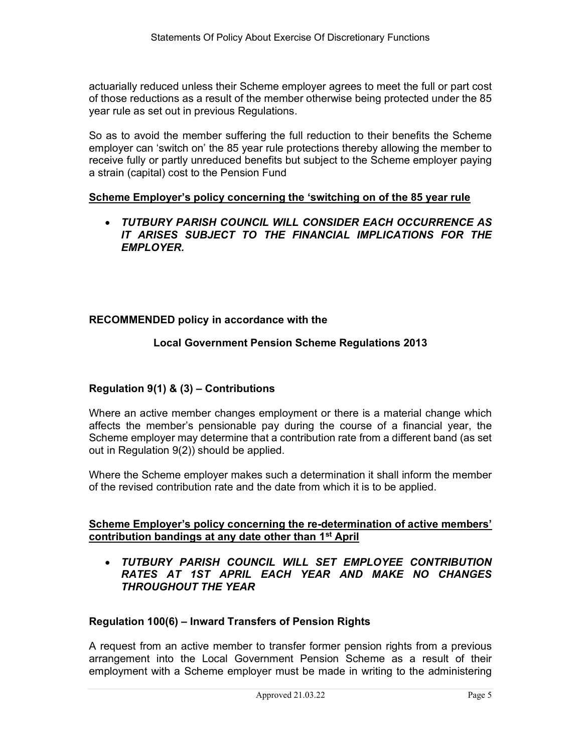actuarially reduced unless their Scheme employer agrees to meet the full or part cost of those reductions as a result of the member otherwise being protected under the 85 year rule as set out in previous Regulations.

So as to avoid the member suffering the full reduction to their benefits the Scheme employer can 'switch on' the 85 year rule protections thereby allowing the member to receive fully or partly unreduced benefits but subject to the Scheme employer paying a strain (capital) cost to the Pension Fund

**Scheme Employer's policy concerning the 'switching on of the 85 year rule**

- ***TUTBURY PARISH COUNCIL WILL CONSIDER EACH OCCURRENCE AS IT ARISES SUBJECT TO THE FINANCIAL IMPLICATIONS FOR THE EMPLOYER.***

**RECOMMENDED policy in accordance with the**

**Local Government Pension Scheme Regulations 2013**

### Regulation 9(1) & (3) – Contributions

Where an active member changes employment or there is a material change which affects the member's pensionable pay during the course of a financial year, the Scheme employer may determine that a contribution rate from a different band (as set out in Regulation 9(2)) should be applied.

Where the Scheme employer makes such a determination it shall inform the member of the revised contribution rate and the date from which it is to be applied.

**Scheme Employer's policy concerning the re-determination of active members' contribution bandings at any date other than 1st April**

- ***TUTBURY PARISH COUNCIL WILL SET EMPLOYEE CONTRIBUTION RATES AT 1ST APRIL EACH YEAR AND MAKE NO CHANGES THROUGHOUT THE YEAR***

### Regulation 100(6) – Inward Transfers of Pension Rights

A request from an active member to transfer former pension rights from a previous arrangement into the Local Government Pension Scheme as a result of their employment with a Scheme employer must be made in writing to the administering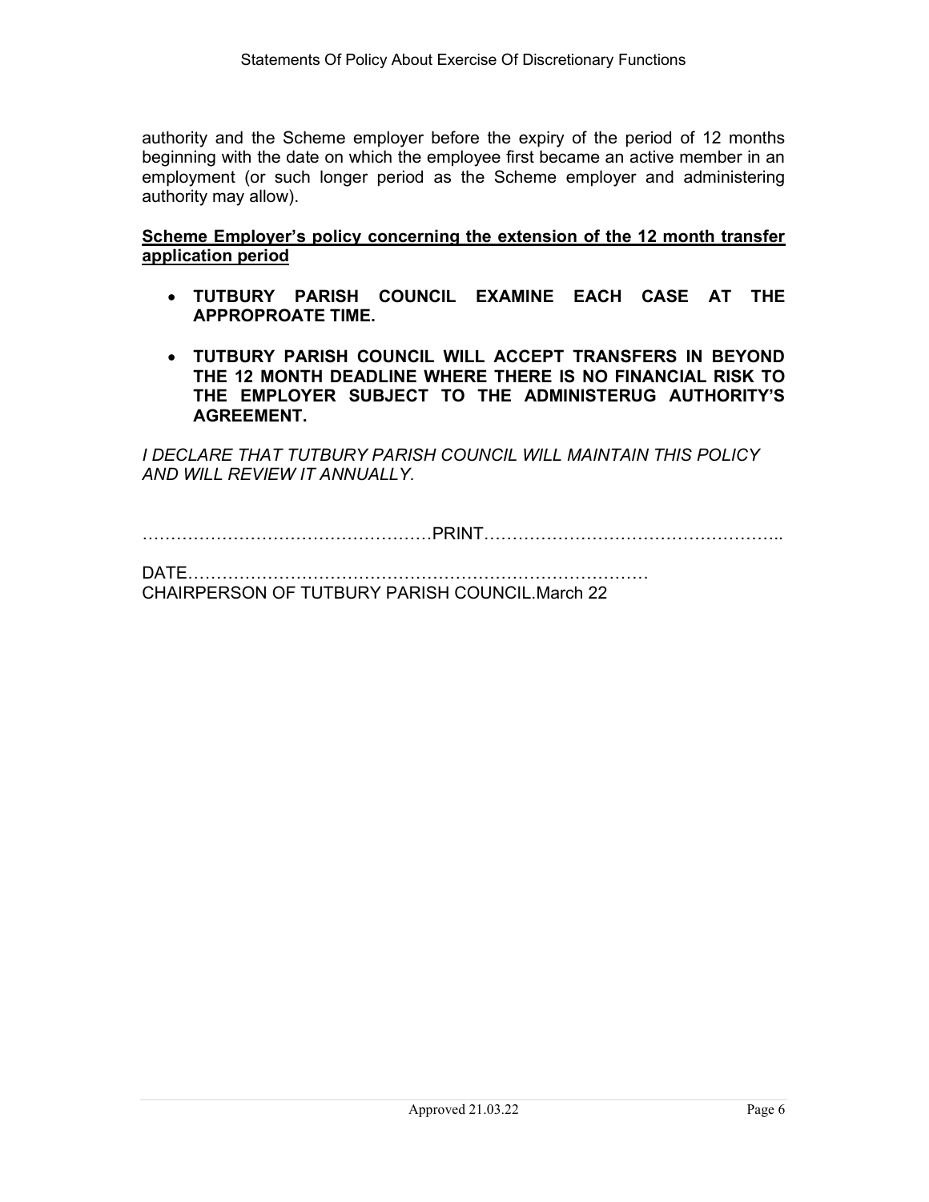authority and the Scheme employer before the expiry of the period of 12 months beginning with the date on which the employee first became an active member in an employment (or such longer period as the Scheme employer and administering authority may allow).

**<u>Scheme Employer's policy concerning the extension of the 12 month transfer application period</u>**

- **TUTBURY PARISH COUNCIL EXAMINE EACH CASE AT THE APPROPROATE TIME.**
- **TUTBURY PARISH COUNCIL WILL ACCEPT TRANSFERS IN BEYOND THE 12 MONTH DEADLINE WHERE THERE IS NO FINANCIAL RISK TO THE EMPLOYER SUBJECT TO THE ADMINISTERUG AUTHORITY'S AGREEMENT.**

*I DECLARE THAT TUTBURY PARISH COUNCIL WILL MAINTAIN THIS POLICY AND WILL REVIEW IT ANNUALLY.*

……………………………………………PRINT……………………………………………..

DATE………………………………………………………………………
CHAIRPERSON OF TUTBURY PARISH COUNCIL.March 22

Approved 21.03.22